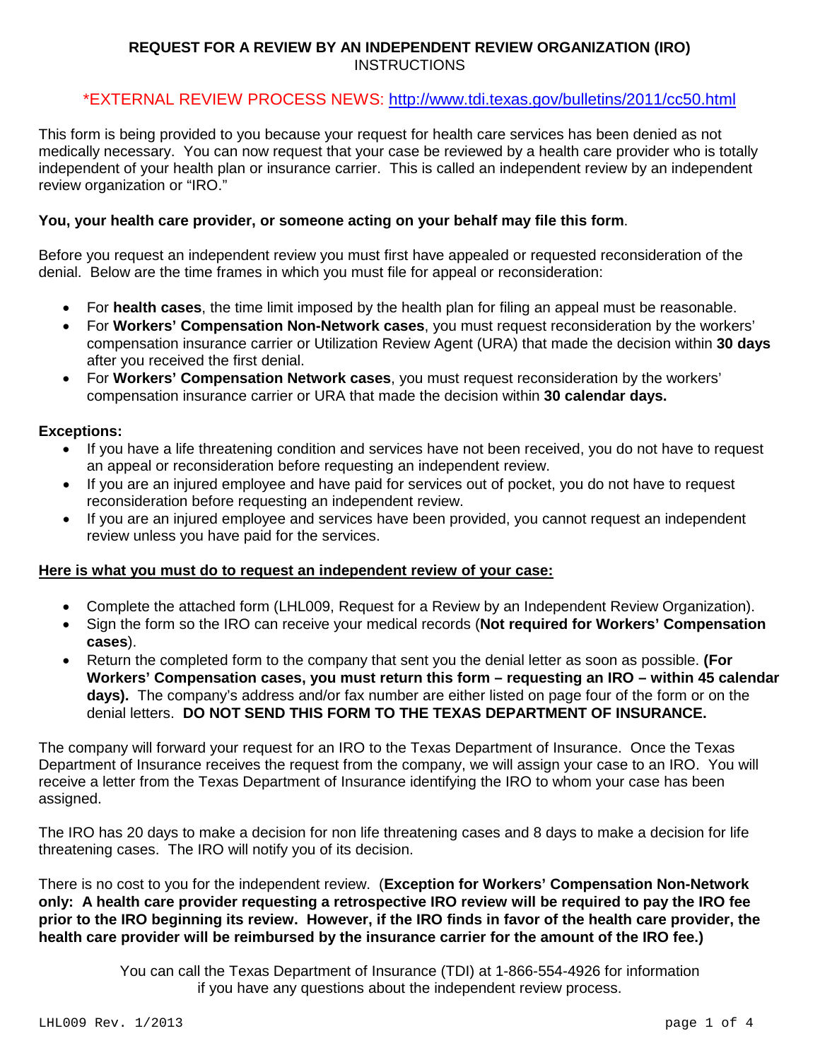# REQUEST FOR A REVIEW BY AN INDEPENDENT REVIEW ORGANIZATION (IRO)

INSTRUCTIONS

*EXTERNAL REVIEW PROCESS NEWS: [http://www.tdi.texas.gov/bulletins/2011/cc50.html](http://www.tdi.texas.gov/bulletins/2011/cc50.html)

This form is being provided to you because your request for health care services has been denied as not medically necessary. You can now request that your case be reviewed by a health care provider who is totally independent of your health plan or insurance carrier. This is called an independent review by an independent review organization or "IRO."

**You, your health care provider, or someone acting on your behalf may file this form**.

Before you request an independent review you must first have appealed or requested reconsideration of the denial. Below are the time frames in which you must file for appeal or reconsideration:

- For **health cases**, the time limit imposed by the health plan for filing an appeal must be reasonable.
- For **Workers' Compensation Non-Network cases**, you must request reconsideration by the workers' compensation insurance carrier or Utilization Review Agent (URA) that made the decision within **30 days** after you received the first denial.
- For **Workers' Compensation Network cases**, you must request reconsideration by the workers' compensation insurance carrier or URA that made the decision within **30 calendar days.**

**Exceptions:**

- If you have a life threatening condition and services have not been received, you do not have to request an appeal or reconsideration before requesting an independent review.
- If you are an injured employee and have paid for services out of pocket, you do not have to request reconsideration before requesting an independent review.
- If you are an injured employee and services have been provided, you cannot request an independent review unless you have paid for the services.

**Here is what you must do to request an independent review of your case:**

- Complete the attached form (LHL009, Request for a Review by an Independent Review Organization).
- Sign the form so the IRO can receive your medical records (**Not required for Workers' Compensation cases**).
- Return the completed form to the company that sent you the denial letter as soon as possible. **(For Workers' Compensation cases, you must return this form – requesting an IRO – within 45 calendar days).** The company's address and/or fax number are either listed on page four of the form or on the denial letters. **DO NOT SEND THIS FORM TO THE TEXAS DEPARTMENT OF INSURANCE.**

The company will forward your request for an IRO to the Texas Department of Insurance. Once the Texas Department of Insurance receives the request from the company, we will assign your case to an IRO. You will receive a letter from the Texas Department of Insurance identifying the IRO to whom your case has been assigned.

The IRO has 20 days to make a decision for non life threatening cases and 8 days to make a decision for life threatening cases. The IRO will notify you of its decision.

There is no cost to you for the independent review. (**Exception for Workers' Compensation Non-Network only: A health care provider requesting a retrospective IRO review will be required to pay the IRO fee prior to the IRO beginning its review. However, if the IRO finds in favor of the health care provider, the health care provider will be reimbursed by the insurance carrier for the amount of the IRO fee.)**

You can call the Texas Department of Insurance (TDI) at 1-866-554-4926 for information if you have any questions about the independent review process.

LHL009 Rev. 1/2013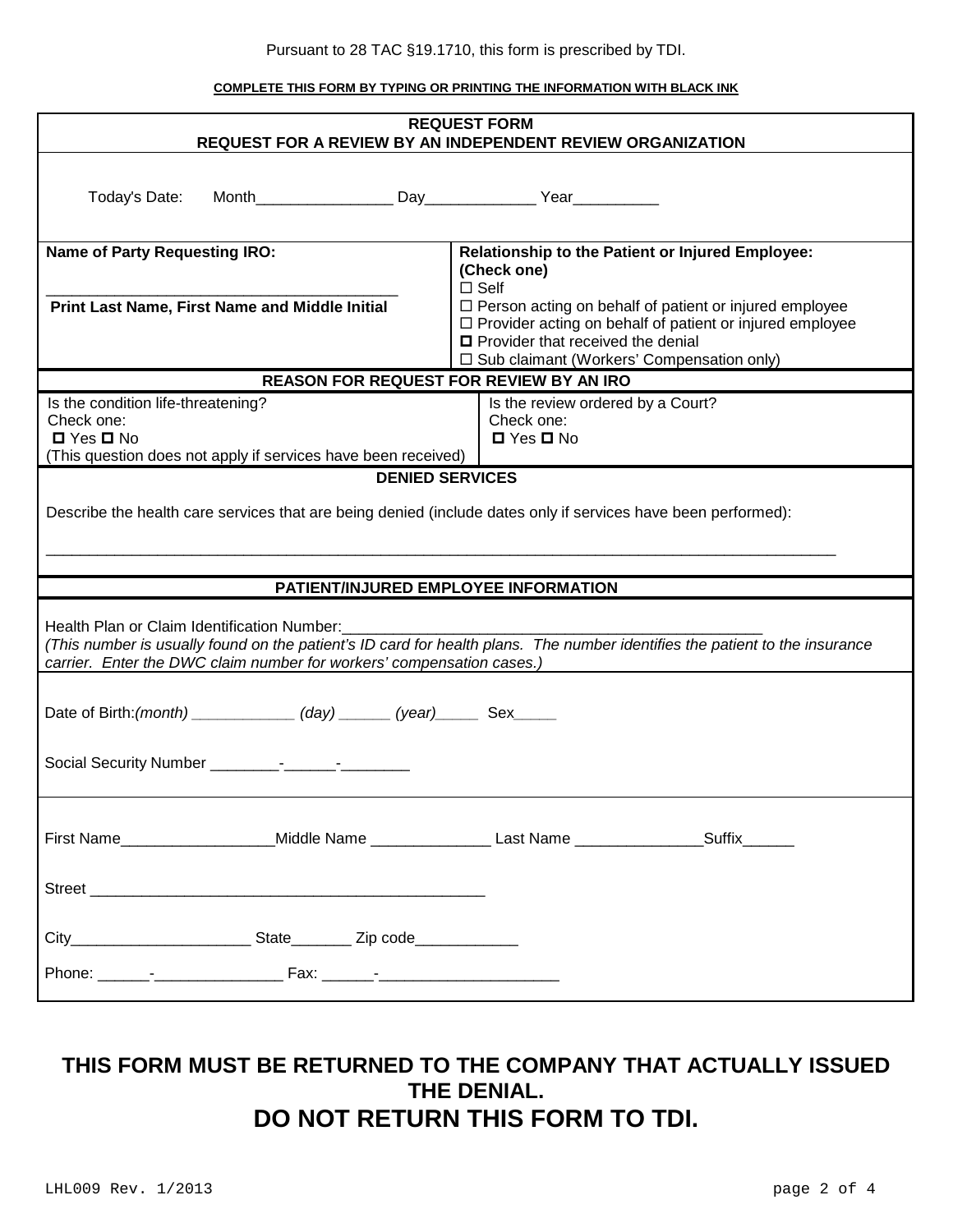Pursuant to 28 TAC §19.1710, this form is prescribed by TDI.

**COMPLETE THIS FORM BY TYPING OR PRINTING THE INFORMATION WITH BLACK INK**

## REQUEST FORM
## REQUEST FOR A REVIEW BY AN INDEPENDENT REVIEW ORGANIZATION

Today's Date: Month________________ Day_____________ Year__________

| **Name of Party Requesting IRO:** | **Relationship to the Patient or Injured Employee: (Check one)** |
|---|---|
| _________________________________________ | ☐ Self |
| **Print Last Name, First Name and Middle Initial** | ☐ Person acting on behalf of patient or injured employee |
| | ☐ Provider acting on behalf of patient or injured employee |
| | ☐ Provider that received the denial |
| | ☐ Sub claimant (Workers' Compensation only) |

### REASON FOR REQUEST FOR REVIEW BY AN IRO

| Is the condition life-threatening? Check one: ☐ Yes ☐ No (This question does not apply if services have been received) | Is the review ordered by a Court? Check one: ☐ Yes ☐ No |
|---|---|

### DENIED SERVICES

Describe the health care services that are being denied (include dates only if services have been performed):

_____________________________________________________________________________________________

### PATIENT/INJURED EMPLOYEE INFORMATION

Health Plan or Claim Identification Number:_______________________________________________

*(This number is usually found on the patient's ID card for health plans. The number identifies the patient to the insurance carrier. Enter the DWC claim number for workers' compensation cases.)*

Date of Birth:*(month)* ____________ *(day)* ______ *(year)*_____ Sex_____

Social Security Number ________-______-________

First Name__________________Middle Name ______________ Last Name _______________Suffix______

Street ________________________________________________

City_____________________ State_______ Zip code____________

Phone: ______-_______________ Fax: ______-_____________________

## THIS FORM MUST BE RETURNED TO THE COMPANY THAT ACTUALLY ISSUED THE DENIAL.
## DO NOT RETURN THIS FORM TO TDI.

LHL009 Rev. 1/2013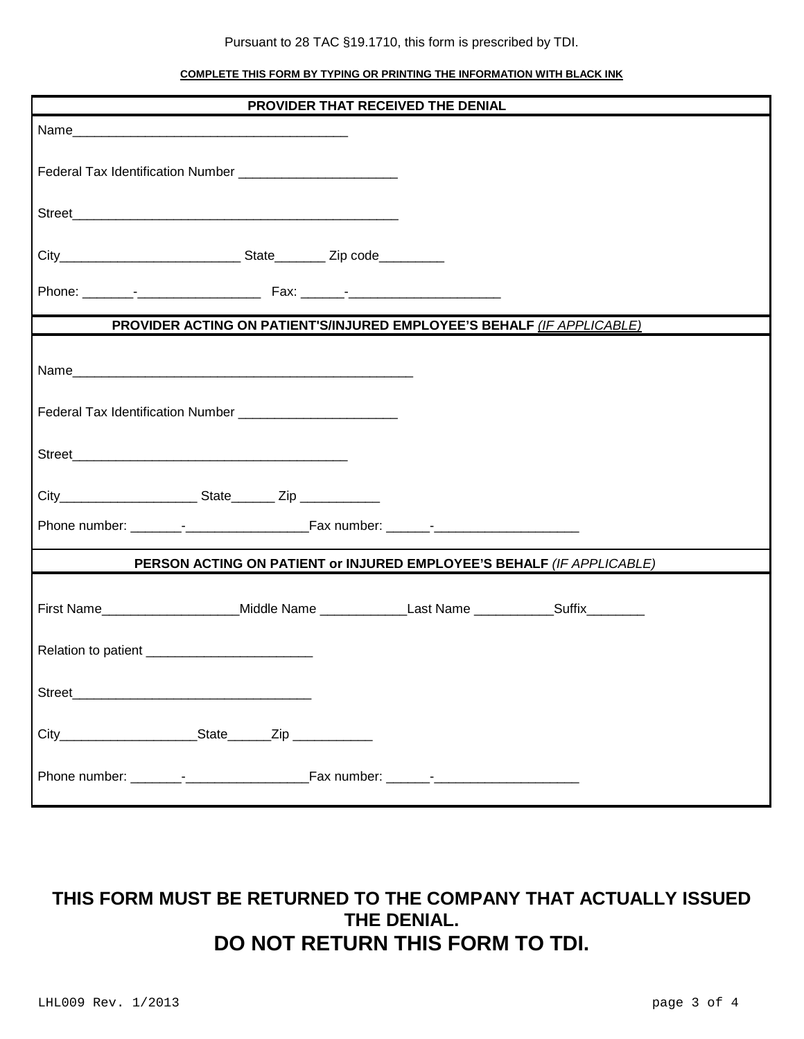Pursuant to 28 TAC §19.1710, this form is prescribed by TDI.

**COMPLETE THIS FORM BY TYPING OR PRINTING THE INFORMATION WITH BLACK INK**

## PROVIDER THAT RECEIVED THE DENIAL

Name_______________________________________

Federal Tax Identification Number ______________________

Street______________________________________________

City_________________________ State_______ Zip code_________

Phone: _______-_________________ Fax: ______-_____________________

## PROVIDER ACTING ON PATIENT'S/INJURED EMPLOYEE'S BEHALF *(IF APPLICABLE)*

Name________________________________________________

Federal Tax Identification Number ______________________

Street_______________________________________

City___________________ State______ Zip ___________

Phone number: _______-_________________Fax number: ______-____________________

## PERSON ACTING ON PATIENT or INJURED EMPLOYEE'S BEHALF *(IF APPLICABLE)*

First Name___________________Middle Name ____________Last Name ___________Suffix________

Relation to patient _______________________

Street__________________________________

City___________________State______Zip ___________

Phone number: _______-_________________Fax number: ______-____________________

**THIS FORM MUST BE RETURNED TO THE COMPANY THAT ACTUALLY ISSUED THE DENIAL.**

**DO NOT RETURN THIS FORM TO TDI.**

LHL009 Rev. 1/2013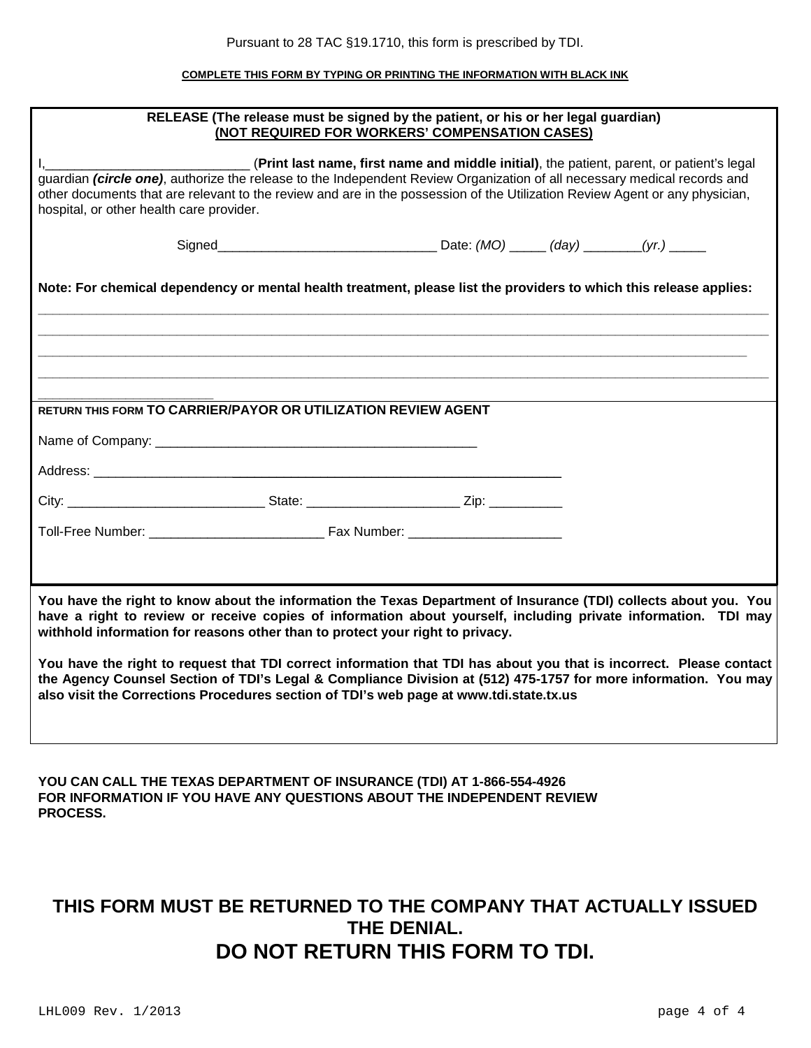Pursuant to 28 TAC §19.1710, this form is prescribed by TDI.

**COMPLETE THIS FORM BY TYPING OR PRINTING THE INFORMATION WITH BLACK INK**

**RELEASE (The release must be signed by the patient, or his or her legal guardian)**
**(NOT REQUIRED FOR WORKERS' COMPENSATION CASES)**

I,____________________________ (**Print last name, first name and middle initial)**, the patient, parent, or patient's legal guardian ***(circle one)***, authorize the release to the Independent Review Organization of all necessary medical records and other documents that are relevant to the review and are in the possession of the Utilization Review Agent or any physician, hospital, or other health care provider.

Signed______________________________ Date: *(MO)* _____ *(day)* ________*(yr.)* _____

**Note: For chemical dependency or mental health treatment, please list the providers to which this release applies:**

_______________________________________________________________________________________________

_______________________________________________________________________________________________

_______________________________________________________________________________________________

_______________________________________________________________________________________________

________________________

**RETURN THIS FORM TO CARRIER/PAYOR OR UTILIZATION REVIEW AGENT**

Name of Company: ____________________________________________

Address: _____________________________________________________________

City: ___________________________ State: ____________________ Zip: __________

Toll-Free Number: ________________________ Fax Number: ____________________

**You have the right to know about the information the Texas Department of Insurance (TDI) collects about you. You have a right to review or receive copies of information about yourself, including private information. TDI may withhold information for reasons other than to protect your right to privacy.**

**You have the right to request that TDI correct information that TDI has about you that is incorrect. Please contact the Agency Counsel Section of TDI's Legal & Compliance Division at (512) 475-1757 for more information. You may also visit the Corrections Procedures section of TDI's web page at www.tdi.state.tx.us**

**YOU CAN CALL THE TEXAS DEPARTMENT OF INSURANCE (TDI) AT 1-866-554-4926 FOR INFORMATION IF YOU HAVE ANY QUESTIONS ABOUT THE INDEPENDENT REVIEW PROCESS.**

## THIS FORM MUST BE RETURNED TO THE COMPANY THAT ACTUALLY ISSUED THE DENIAL.

## DO NOT RETURN THIS FORM TO TDI.

LHL009 Rev. 1/2013